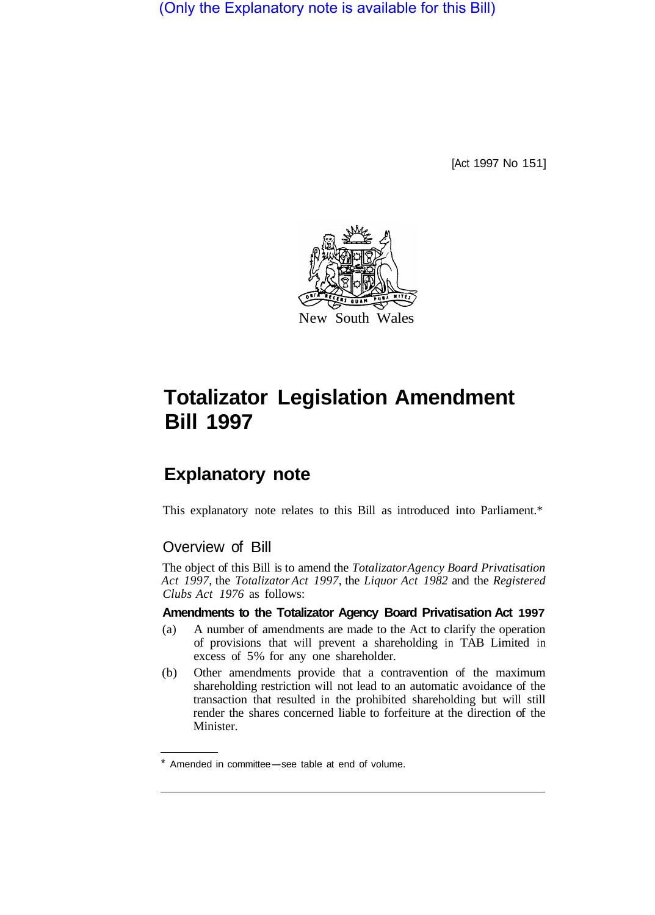(Only the Explanatory note is available for this Bill)

[Act 1997 No 151]

New South Wales

# Totalizator Legislation Amendment Bill 1997

## Explanatory note

This explanatory note relates to this Bill as introduced into Parliament.*

### Overview of Bill

The object of this Bill is to amend the *Totalizator Agency Board Privatisation Act 1997*, the *Totalizator Act 1997*, the *Liquor Act 1982* and the *Registered Clubs Act 1976* as follows:

**Amendments to the Totalizator Agency Board Privatisation Act 1997**

(a) A number of amendments are made to the Act to clarify the operation of provisions that will prevent a shareholding in TAB Limited in excess of 5% for any one shareholder.

(b) Other amendments provide that a contravention of the maximum shareholding restriction will not lead to an automatic avoidance of the transaction that resulted in the prohibited shareholding but will still render the shares concerned liable to forfeiture at the direction of the Minister.

* Amended in committee—see table at end of volume.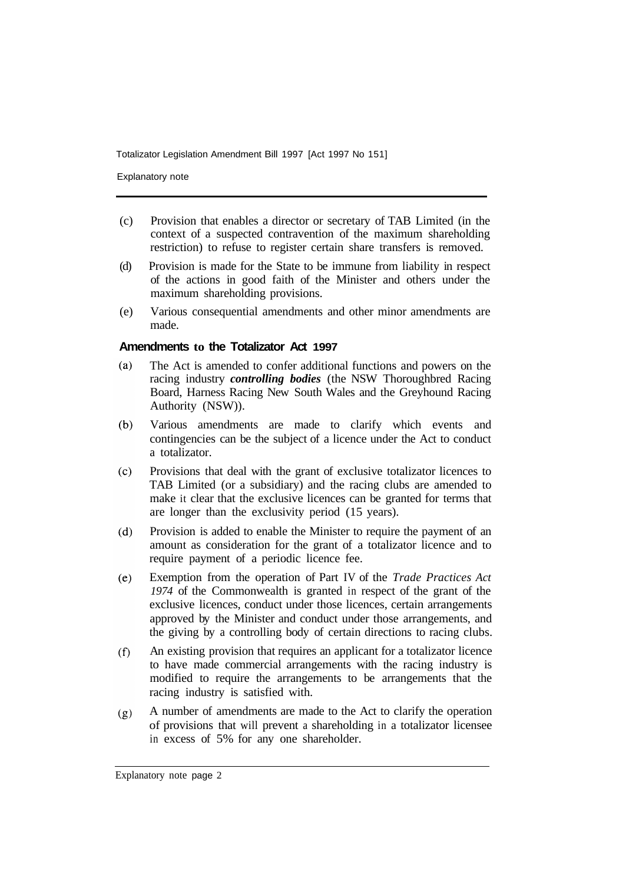(c) Provision that enables a director or secretary of TAB Limited (in the context of a suspected contravention of the maximum shareholding restriction) to refuse to register certain share transfers is removed.

(d) Provision is made for the State to be immune from liability in respect of the actions in good faith of the Minister and others under the maximum shareholding provisions.

(e) Various consequential amendments and other minor amendments are made.

### Amendments to the Totalizator Act 1997

(a) The Act is amended to confer additional functions and powers on the racing industry ***controlling bodies*** (the NSW Thoroughbred Racing Board, Harness Racing New South Wales and the Greyhound Racing Authority (NSW)).

(b) Various amendments are made to clarify which events and contingencies can be the subject of a licence under the Act to conduct a totalizator.

(c) Provisions that deal with the grant of exclusive totalizator licences to TAB Limited (or a subsidiary) and the racing clubs are amended to make it clear that the exclusive licences can be granted for terms that are longer than the exclusivity period (15 years).

(d) Provision is added to enable the Minister to require the payment of an amount as consideration for the grant of a totalizator licence and to require payment of a periodic licence fee.

(e) Exemption from the operation of Part IV of the *Trade Practices Act 1974* of the Commonwealth is granted in respect of the grant of the exclusive licences, conduct under those licences, certain arrangements approved by the Minister and conduct under those arrangements, and the giving by a controlling body of certain directions to racing clubs.

(f) An existing provision that requires an applicant for a totalizator licence to have made commercial arrangements with the racing industry is modified to require the arrangements to be arrangements that the racing industry is satisfied with.

(g) A number of amendments are made to the Act to clarify the operation of provisions that will prevent a shareholding in a totalizator licensee in excess of 5% for any one shareholder.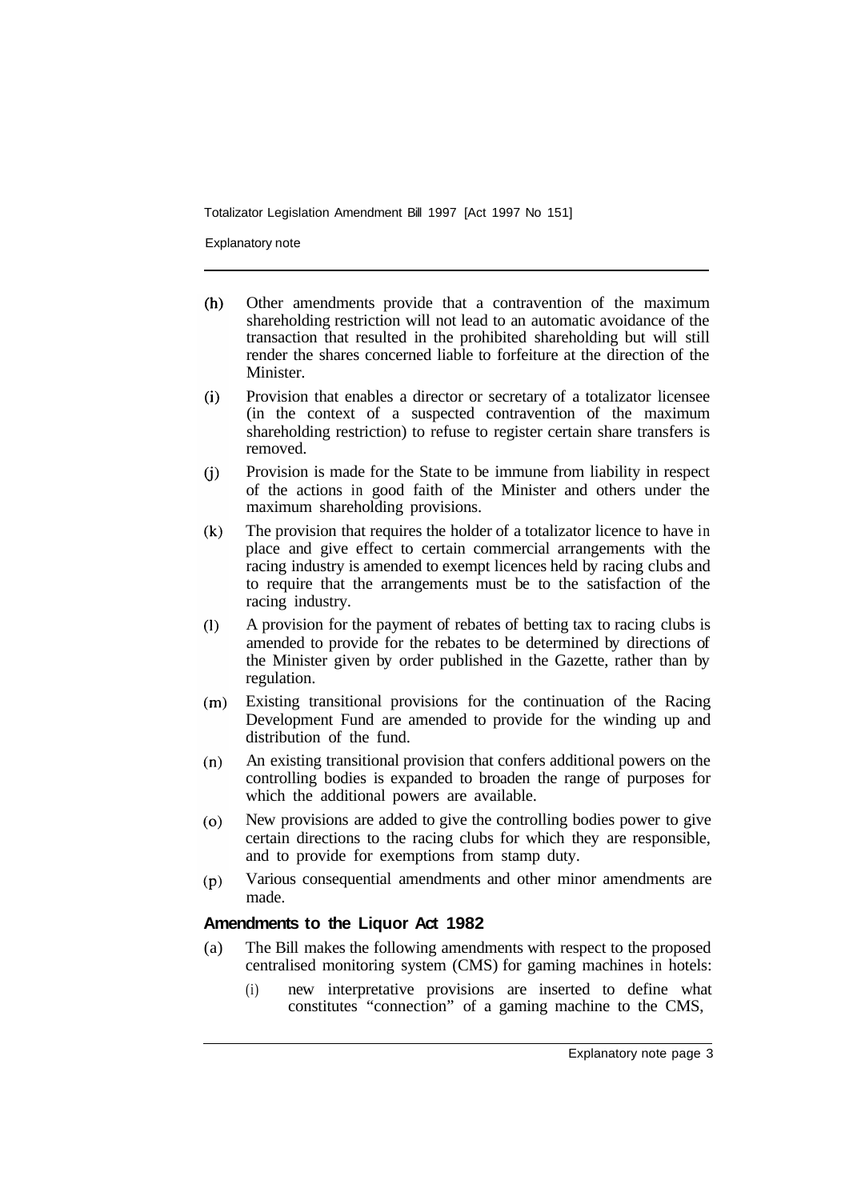(h) Other amendments provide that a contravention of the maximum shareholding restriction will not lead to an automatic avoidance of the transaction that resulted in the prohibited shareholding but will still render the shares concerned liable to forfeiture at the direction of the Minister.

(i) Provision that enables a director or secretary of a totalizator licensee (in the context of a suspected contravention of the maximum shareholding restriction) to refuse to register certain share transfers is removed.

(j) Provision is made for the State to be immune from liability in respect of the actions in good faith of the Minister and others under the maximum shareholding provisions.

(k) The provision that requires the holder of a totalizator licence to have in place and give effect to certain commercial arrangements with the racing industry is amended to exempt licences held by racing clubs and to require that the arrangements must be to the satisfaction of the racing industry.

(l) A provision for the payment of rebates of betting tax to racing clubs is amended to provide for the rebates to be determined by directions of the Minister given by order published in the Gazette, rather than by regulation.

(m) Existing transitional provisions for the continuation of the Racing Development Fund are amended to provide for the winding up and distribution of the fund.

(n) An existing transitional provision that confers additional powers on the controlling bodies is expanded to broaden the range of purposes for which the additional powers are available.

(o) New provisions are added to give the controlling bodies power to give certain directions to the racing clubs for which they are responsible, and to provide for exemptions from stamp duty.

(p) Various consequential amendments and other minor amendments are made.

**Amendments to the Liquor Act 1982**

(a) The Bill makes the following amendments with respect to the proposed centralised monitoring system (CMS) for gaming machines in hotels:

   (i) new interpretative provisions are inserted to define what constitutes "connection" of a gaming machine to the CMS,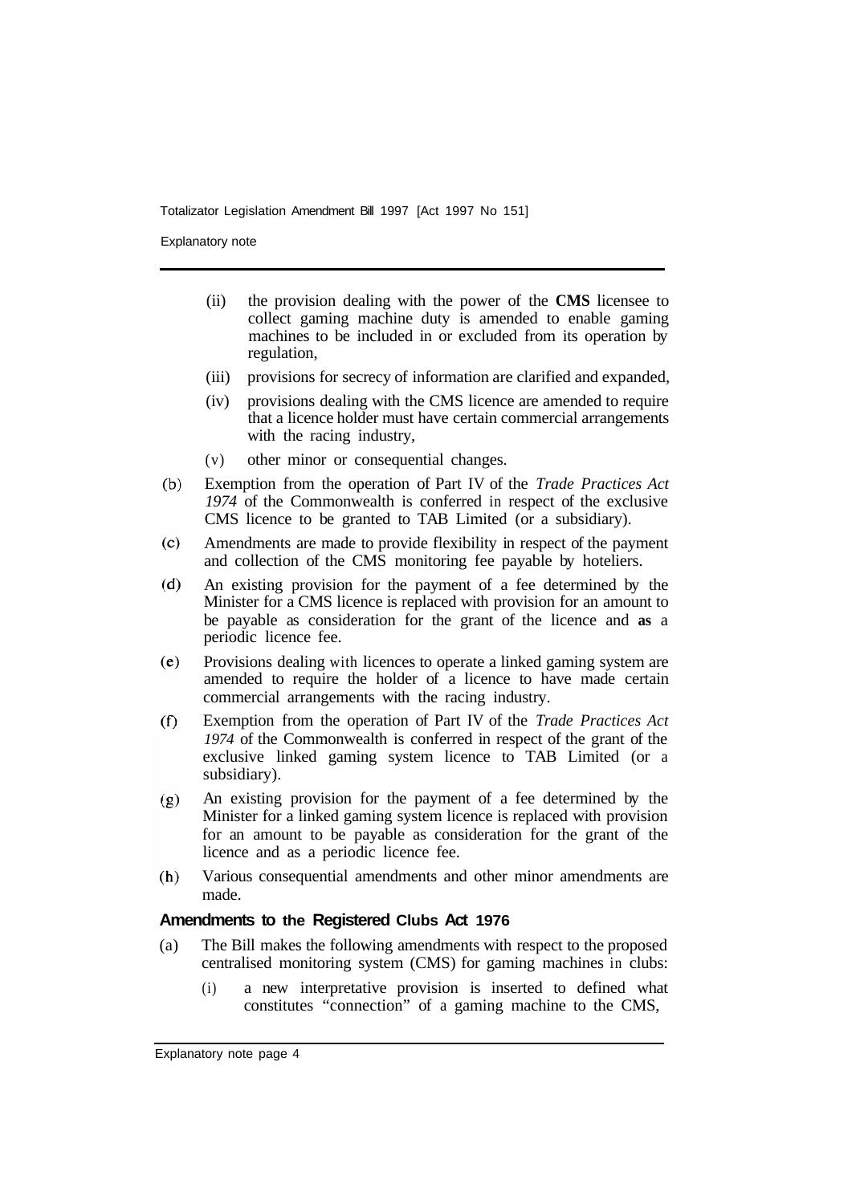(ii) the provision dealing with the power of the **CMS** licensee to collect gaming machine duty is amended to enable gaming machines to be included in or excluded from its operation by regulation,

(iii) provisions for secrecy of information are clarified and expanded,

(iv) provisions dealing with the CMS licence are amended to require that a licence holder must have certain commercial arrangements with the racing industry,

(v) other minor or consequential changes.

(b) Exemption from the operation of Part IV of the *Trade Practices Act 1974* of the Commonwealth is conferred in respect of the exclusive CMS licence to be granted to TAB Limited (or a subsidiary).

(c) Amendments are made to provide flexibility in respect of the payment and collection of the CMS monitoring fee payable by hoteliers.

(d) An existing provision for the payment of a fee determined by the Minister for a CMS licence is replaced with provision for an amount to be payable as consideration for the grant of the licence and **as** a periodic licence fee.

(e) Provisions dealing with licences to operate a linked gaming system are amended to require the holder of a licence to have made certain commercial arrangements with the racing industry.

(f) Exemption from the operation of Part IV of the *Trade Practices Act 1974* of the Commonwealth is conferred in respect of the grant of the exclusive linked gaming system licence to TAB Limited (or a subsidiary).

(g) An existing provision for the payment of a fee determined by the Minister for a linked gaming system licence is replaced with provision for an amount to be payable as consideration for the grant of the licence and as a periodic licence fee.

(h) Various consequential amendments and other minor amendments are made.

**Amendments to the Registered Clubs Act 1976**

(a) The Bill makes the following amendments with respect to the proposed centralised monitoring system (CMS) for gaming machines in clubs:

(i) a new interpretative provision is inserted to defined what constitutes "connection" of a gaming machine to the CMS,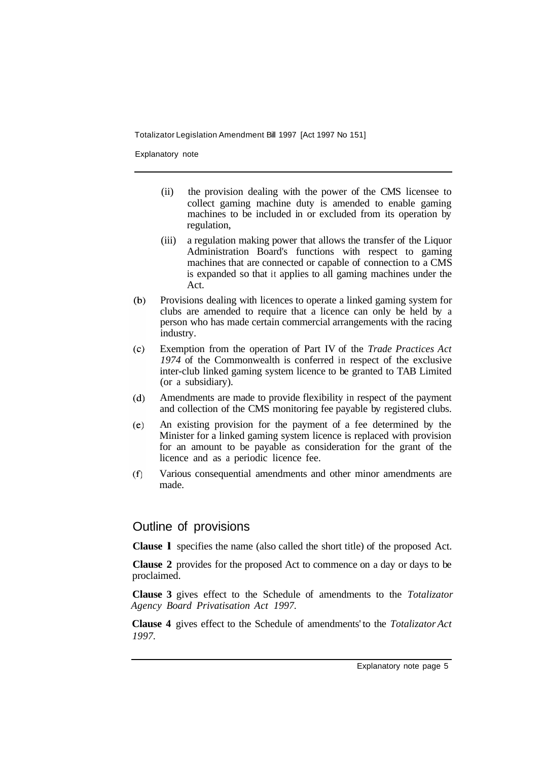(ii) the provision dealing with the power of the CMS licensee to collect gaming machine duty is amended to enable gaming machines to be included in or excluded from its operation by regulation,

(iii) a regulation making power that allows the transfer of the Liquor Administration Board's functions with respect to gaming machines that are connected or capable of connection to a CMS is expanded so that it applies to all gaming machines under the Act.

(b) Provisions dealing with licences to operate a linked gaming system for clubs are amended to require that a licence can only be held by a person who has made certain commercial arrangements with the racing industry.

(c) Exemption from the operation of Part IV of the *Trade Practices Act 1974* of the Commonwealth is conferred in respect of the exclusive inter-club linked gaming system licence to be granted to TAB Limited (or a subsidiary).

(d) Amendments are made to provide flexibility in respect of the payment and collection of the CMS monitoring fee payable by registered clubs.

(e) An existing provision for the payment of a fee determined by the Minister for a linked gaming system licence is replaced with provision for an amount to be payable as consideration for the grant of the licence and as a periodic licence fee.

(f) Various consequential amendments and other minor amendments are made.

## Outline of provisions

**Clause 1** specifies the name (also called the short title) of the proposed Act.

**Clause 2** provides for the proposed Act to commence on a day or days to be proclaimed.

**Clause 3** gives effect to the Schedule of amendments to the *Totalizator Agency Board Privatisation Act 1997.*

**Clause 4** gives effect to the Schedule of amendments' to the *Totalizator Act 1997.*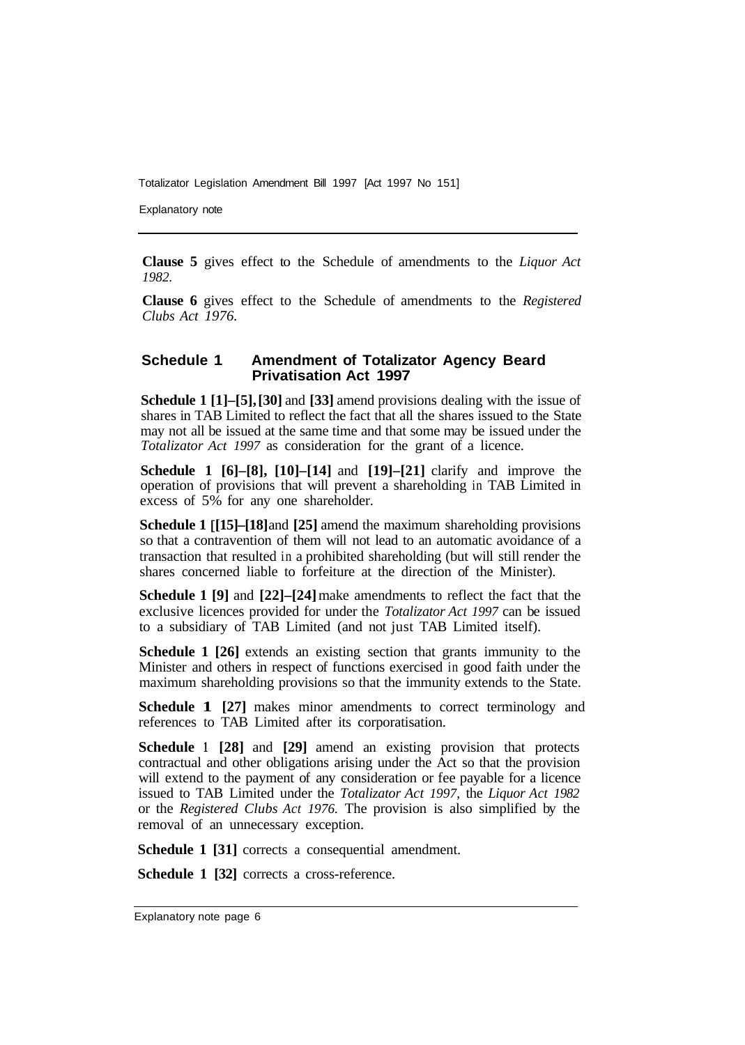**Clause 5** gives effect to the Schedule of amendments to the *Liquor Act 1982.*

**Clause 6** gives effect to the Schedule of amendments to the *Registered Clubs Act 1976.*

## Schedule 1 Amendment of Totalizator Agency Beard Privatisation Act 1997

**Schedule 1 [1]–[5], [30]** and **[33]** amend provisions dealing with the issue of shares in TAB Limited to reflect the fact that all the shares issued to the State may not all be issued at the same time and that some may be issued under the *Totalizator Act 1997* as consideration for the grant of a licence.

**Schedule 1 [6]–[8], [10]–[14]** and **[19]–[21]** clarify and improve the operation of provisions that will prevent a shareholding in TAB Limited in excess of 5% for any one shareholder.

**Schedule 1 [[15]–[18]** and **[25]** amend the maximum shareholding provisions so that a contravention of them will not lead to an automatic avoidance of a transaction that resulted in a prohibited shareholding (but will still render the shares concerned liable to forfeiture at the direction of the Minister).

**Schedule 1 [9]** and **[22]–[24]** make amendments to reflect the fact that the exclusive licences provided for under the *Totalizator Act 1997* can be issued to a subsidiary of TAB Limited (and not just TAB Limited itself).

**Schedule 1 [26]** extends an existing section that grants immunity to the Minister and others in respect of functions exercised in good faith under the maximum shareholding provisions so that the immunity extends to the State.

**Schedule 1 [27]** makes minor amendments to correct terminology and references to TAB Limited after its corporatisation.

**Schedule** 1 **[28]** and **[29]** amend an existing provision that protects contractual and other obligations arising under the Act so that the provision will extend to the payment of any consideration or fee payable for a licence issued to TAB Limited under the *Totalizator Act 1997,* the *Liquor Act 1982* or the *Registered Clubs Act 1976.* The provision is also simplified by the removal of an unnecessary exception.

**Schedule 1 [31]** corrects a consequential amendment.

**Schedule 1 [32]** corrects a cross-reference.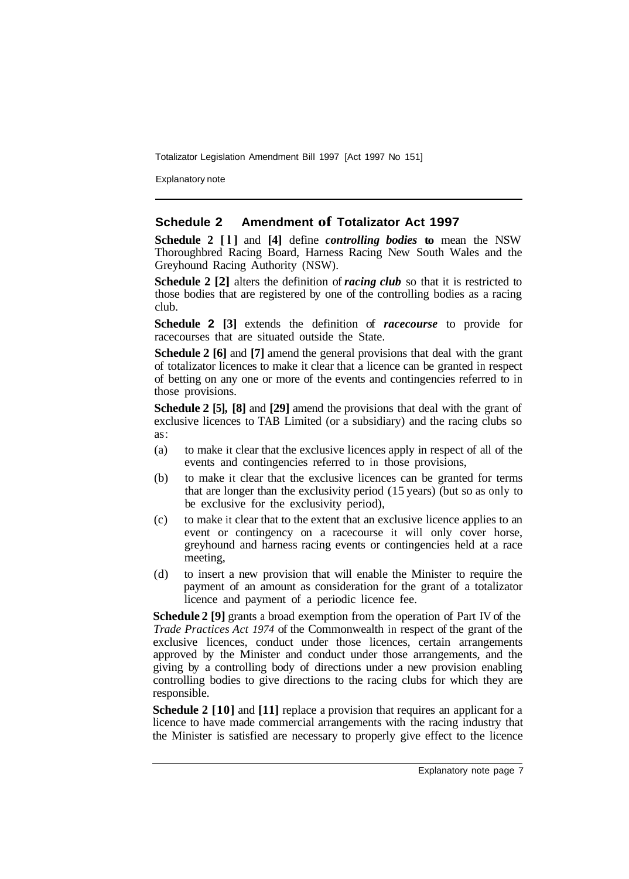## Schedule 2 Amendment of Totalizator Act 1997

**Schedule 2 [1]** and **[4]** define ***controlling bodies*** **to** mean the NSW Thoroughbred Racing Board, Harness Racing New South Wales and the Greyhound Racing Authority (NSW).

**Schedule 2 [2]** alters the definition of ***racing club*** so that it is restricted to those bodies that are registered by one of the controlling bodies as a racing club.

**Schedule 2 [3]** extends the definition of ***racecourse*** to provide for racecourses that are situated outside the State.

**Schedule 2 [6]** and **[7]** amend the general provisions that deal with the grant of totalizator licences to make it clear that a licence can be granted in respect of betting on any one or more of the events and contingencies referred to in those provisions.

**Schedule 2 [5], [8]** and **[29]** amend the provisions that deal with the grant of exclusive licences to TAB Limited (or a subsidiary) and the racing clubs so as:

(a) to make it clear that the exclusive licences apply in respect of all of the events and contingencies referred to in those provisions,

(b) to make it clear that the exclusive licences can be granted for terms that are longer than the exclusivity period (15 years) (but so as only to be exclusive for the exclusivity period),

(c) to make it clear that to the extent that an exclusive licence applies to an event or contingency on a racecourse it will only cover horse, greyhound and harness racing events or contingencies held at a race meeting,

(d) to insert a new provision that will enable the Minister to require the payment of an amount as consideration for the grant of a totalizator licence and payment of a periodic licence fee.

**Schedule 2 [9]** grants a broad exemption from the operation of Part IV of the *Trade Practices Act 1974* of the Commonwealth in respect of the grant of the exclusive licences, conduct under those licences, certain arrangements approved by the Minister and conduct under those arrangements, and the giving by a controlling body of directions under a new provision enabling controlling bodies to give directions to the racing clubs for which they are responsible.

**Schedule 2 [10]** and **[11]** replace a provision that requires an applicant for a licence to have made commercial arrangements with the racing industry that the Minister is satisfied are necessary to properly give effect to the licence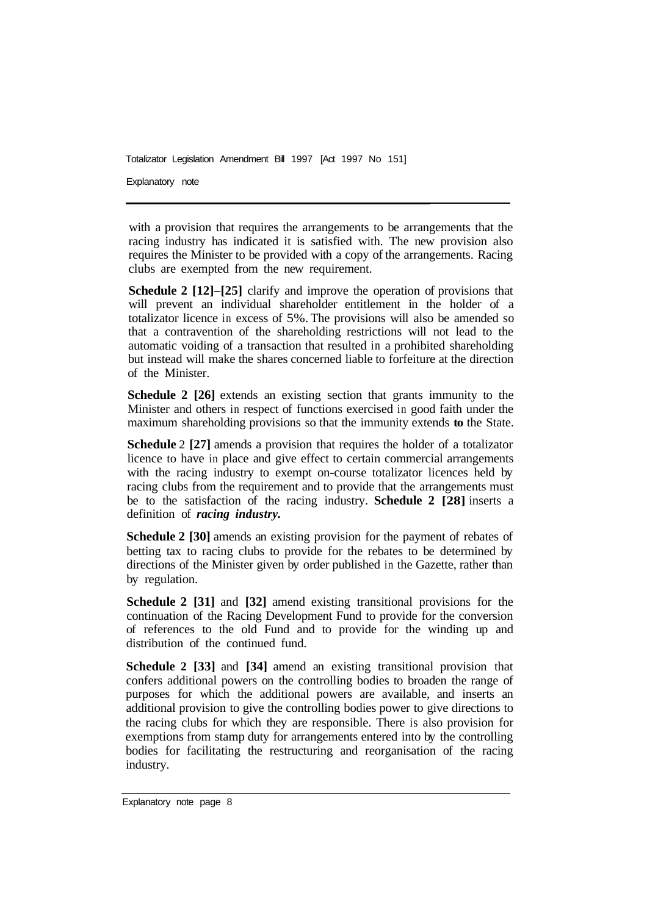with a provision that requires the arrangements to be arrangements that the racing industry has indicated it is satisfied with. The new provision also requires the Minister to be provided with a copy of the arrangements. Racing clubs are exempted from the new requirement.

**Schedule 2 [12]–[25]** clarify and improve the operation of provisions that will prevent an individual shareholder entitlement in the holder of a totalizator licence in excess of 5%. The provisions will also be amended so that a contravention of the shareholding restrictions will not lead to the automatic voiding of a transaction that resulted in a prohibited shareholding but instead will make the shares concerned liable to forfeiture at the direction of the Minister.

**Schedule 2 [26]** extends an existing section that grants immunity to the Minister and others in respect of functions exercised in good faith under the maximum shareholding provisions so that the immunity extends **to** the State.

**Schedule** 2 **[27]** amends a provision that requires the holder of a totalizator licence to have in place and give effect to certain commercial arrangements with the racing industry to exempt on-course totalizator licences held by racing clubs from the requirement and to provide that the arrangements must be to the satisfaction of the racing industry. **Schedule 2 [28]** inserts a definition of ***racing industry.***

**Schedule 2 [30]** amends an existing provision for the payment of rebates of betting tax to racing clubs to provide for the rebates to be determined by directions of the Minister given by order published in the Gazette, rather than by regulation.

**Schedule 2 [31]** and **[32]** amend existing transitional provisions for the continuation of the Racing Development Fund to provide for the conversion of references to the old Fund and to provide for the winding up and distribution of the continued fund.

**Schedule 2 [33]** and **[34]** amend an existing transitional provision that confers additional powers on the controlling bodies to broaden the range of purposes for which the additional powers are available, and inserts an additional provision to give the controlling bodies power to give directions to the racing clubs for which they are responsible. There is also provision for exemptions from stamp duty for arrangements entered into by the controlling bodies for facilitating the restructuring and reorganisation of the racing industry.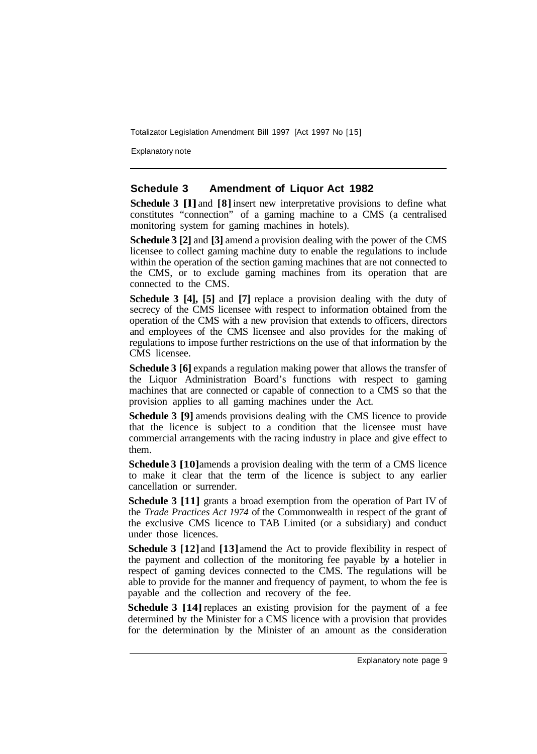## Schedule 3 Amendment of Liquor Act 1982

**Schedule 3 [1]** and **[8]** insert new interpretative provisions to define what constitutes "connection" of a gaming machine to a CMS (a centralised monitoring system for gaming machines in hotels).

**Schedule 3 [2]** and **[3]** amend a provision dealing with the power of the CMS licensee to collect gaming machine duty to enable the regulations to include within the operation of the section gaming machines that are not connected to the CMS, or to exclude gaming machines from its operation that are connected to the CMS.

**Schedule 3 [4], [5]** and **[7]** replace a provision dealing with the duty of secrecy of the CMS licensee with respect to information obtained from the operation of the CMS with a new provision that extends to officers, directors and employees of the CMS licensee and also provides for the making of regulations to impose further restrictions on the use of that information by the CMS licensee.

**Schedule 3 [6]** expands a regulation making power that allows the transfer of the Liquor Administration Board's functions with respect to gaming machines that are connected or capable of connection to a CMS so that the provision applies to all gaming machines under the Act.

**Schedule 3 [9]** amends provisions dealing with the CMS licence to provide that the licence is subject to a condition that the licensee must have commercial arrangements with the racing industry in place and give effect to them.

**Schedule 3 [10]** amends a provision dealing with the term of a CMS licence to make it clear that the term of the licence is subject to any earlier cancellation or surrender.

**Schedule 3 [11]** grants a broad exemption from the operation of Part IV of the *Trade Practices Act 1974* of the Commonwealth in respect of the grant of the exclusive CMS licence to TAB Limited (or a subsidiary) and conduct under those licences.

**Schedule 3 [12]** and **[13]** amend the Act to provide flexibility in respect of the payment and collection of the monitoring fee payable by a hotelier in respect of gaming devices connected to the CMS. The regulations will be able to provide for the manner and frequency of payment, to whom the fee is payable and the collection and recovery of the fee.

**Schedule 3 [14]** replaces an existing provision for the payment of a fee determined by the Minister for a CMS licence with a provision that provides for the determination by the Minister of an amount as the consideration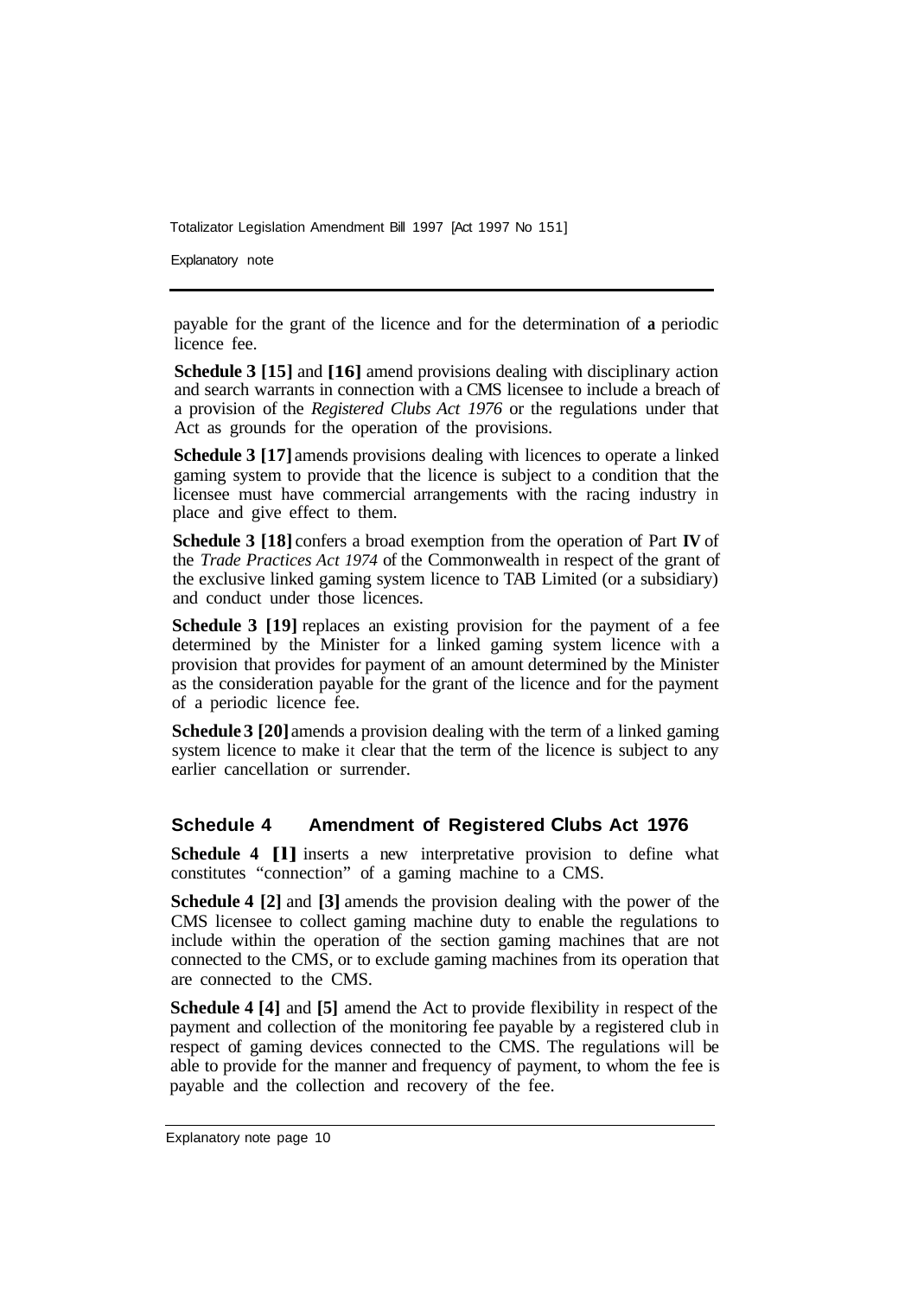payable for the grant of the licence and for the determination of **a** periodic licence fee.

**Schedule 3 [15]** and **[16]** amend provisions dealing with disciplinary action and search warrants in connection with a CMS licensee to include a breach of a provision of the *Registered Clubs Act 1976* or the regulations under that Act as grounds for the operation of the provisions.

**Schedule 3 [17]** amends provisions dealing with licences to operate a linked gaming system to provide that the licence is subject to a condition that the licensee must have commercial arrangements with the racing industry in place and give effect to them.

**Schedule 3 [18]** confers a broad exemption from the operation of Part **IV** of the *Trade Practices Act 1974* of the Commonwealth in respect of the grant of the exclusive linked gaming system licence to TAB Limited (or a subsidiary) and conduct under those licences.

**Schedule 3 [19]** replaces an existing provision for the payment of a fee determined by the Minister for a linked gaming system licence with a provision that provides for payment of an amount determined by the Minister as the consideration payable for the grant of the licence and for the payment of a periodic licence fee.

**Schedule 3 [20]** amends a provision dealing with the term of a linked gaming system licence to make it clear that the term of the licence is subject to any earlier cancellation or surrender.

## Schedule 4 Amendment of Registered Clubs Act 1976

**Schedule 4 [1]** inserts a new interpretative provision to define what constitutes "connection" of a gaming machine to a CMS.

**Schedule 4 [2]** and **[3]** amends the provision dealing with the power of the CMS licensee to collect gaming machine duty to enable the regulations to include within the operation of the section gaming machines that are not connected to the CMS, or to exclude gaming machines from its operation that are connected to the CMS.

**Schedule 4 [4]** and **[5]** amend the Act to provide flexibility in respect of the payment and collection of the monitoring fee payable by a registered club in respect of gaming devices connected to the CMS. The regulations will be able to provide for the manner and frequency of payment, to whom the fee is payable and the collection and recovery of the fee.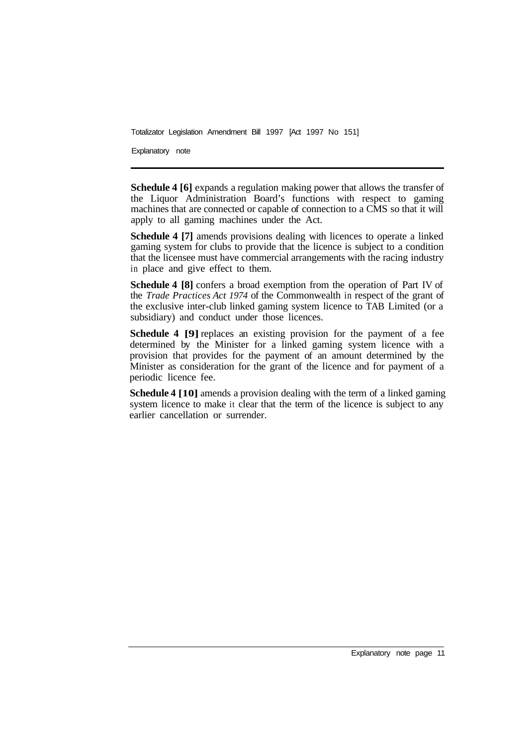**Schedule 4 [6]** expands a regulation making power that allows the transfer of the Liquor Administration Board's functions with respect to gaming machines that are connected or capable of connection to a CMS so that it will apply to all gaming machines under the Act.

**Schedule 4 [7]** amends provisions dealing with licences to operate a linked gaming system for clubs to provide that the licence is subject to a condition that the licensee must have commercial arrangements with the racing industry in place and give effect to them.

**Schedule 4 [8]** confers a broad exemption from the operation of Part IV of the *Trade Practices Act 1974* of the Commonwealth in respect of the grant of the exclusive inter-club linked gaming system licence to TAB Limited (or a subsidiary) and conduct under those licences.

**Schedule 4 [9]** replaces an existing provision for the payment of a fee determined by the Minister for a linked gaming system licence with a provision that provides for the payment of an amount determined by the Minister as consideration for the grant of the licence and for payment of a periodic licence fee.

**Schedule 4 [10]** amends a provision dealing with the term of a linked gaming system licence to make it clear that the term of the licence is subject to any earlier cancellation or surrender.